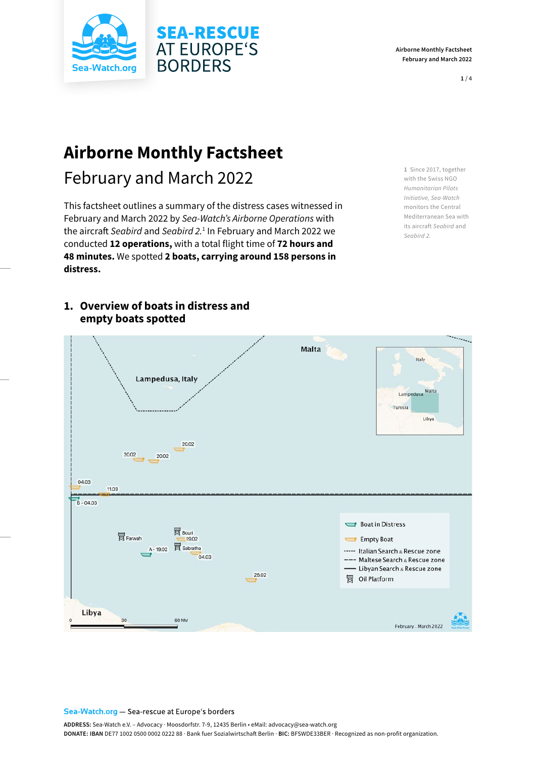# Airborne Monthly Factsheet

## February and March 2022

This factsheet outlines a summary of the distress cases witnessed in February and March 2022 by *Sea-Watch's Airborne Operations* with the aircraft *Seabird* and *Seabird 2*.[1] In February and March 2022 we conducted **12 operations,** with a total flight time of **72 hours and 48 minutes.** We spotted **2 boats, carrying around 158 persons in distress.**

[1] Since 2017, together with the Swiss NGO *Humanitarian Pilots Initiative, Sea-Watch* monitors the Central Mediterranean Sea with its aircraft *Seabird* and *Seabird 2.*

## 1. Overview of boats in distress and empty boats spotted

Malta

Lampedusa, Italy

20.02 20.02 20.02

04.03 11.03

B - 04.03

Farwah Bouri 19.02

A - 19.02 Sabratha 04.03

26.02

Libya

0 30 60 NM

Boat in Distress
Empty Boat
Italian Search & Rescue zone
Maltese Search & Rescue zone
Libyan Search & Rescue zone
Oil Platform

Italy, Lampedusa, Malta, Tunisia, Libya

February - March 2022

**Sea-Watch.org** — Sea-rescue at Europe's borders

**ADDRESS:** Sea-Watch e.V. – Advocacy · Moosdorfstr. 7-9, 12435 Berlin • eMail: advocacy@sea-watch.org
**DONATE: IBAN** DE77 1002 0500 0002 0222 88 · Bank fuer Sozialwirtschaft Berlin · **BIC:** BFSWDE33BER · Recognized as non-profit organization.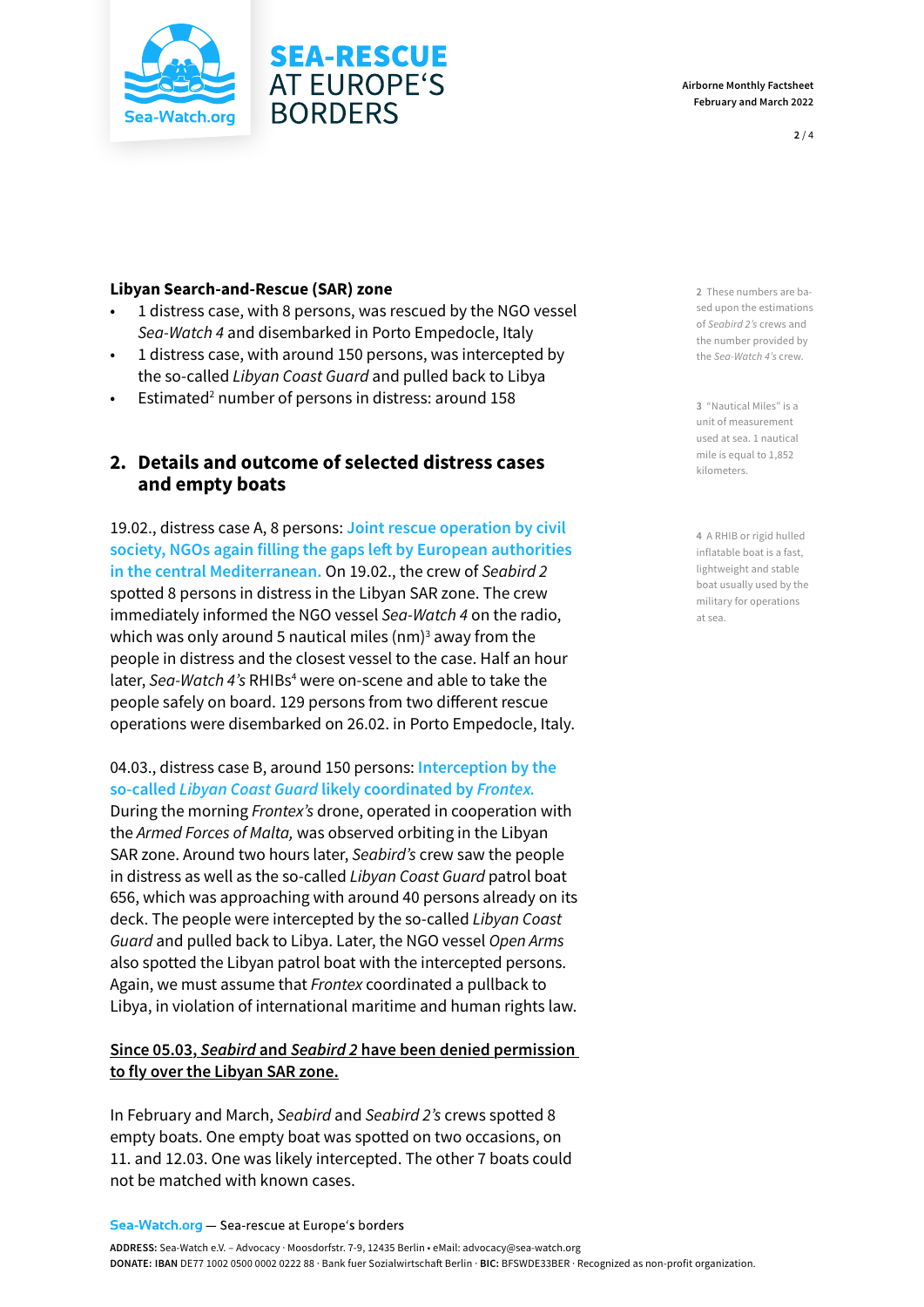**Libyan Search-and-Search (SAR) zone**

- 1 distress case, with 8 persons, was rescued by the NGO vessel *Sea-Watch 4* and disembarked in Porto Empedocle, Italy
- 1 distress case, with around 150 persons, was intercepted by the so-called *Libyan Coast Guard* and pulled back to Libya
- Estimated[2] number of persons in distress: around 158

## 2. Details and outcome of selected distress cases and empty boats

19.02., distress case A, 8 persons: **Joint rescue operation by civil society, NGOs again filling the gaps left by European authorities in the central Mediterranean.** On 19.02., the crew of *Seabird 2* spotted 8 persons in distress in the Libyan SAR zone. The crew immediately informed the NGO vessel *Sea-Watch 4* on the radio, which was only around 5 nautical miles (nm)[3] away from the people in distress and the closest vessel to the case. Half an hour later, *Sea-Watch 4's* RHIBs[4] were on-scene and able to take the people safely on board. 129 persons from two different rescue operations were disembarked on 26.02. in Porto Empedocle, Italy.

04.03., distress case B, around 150 persons: **Interception by the so-called *Libyan Coast Guard* likely coordinated by *Frontex*.** During the morning *Frontex's* drone, operated in cooperation with the *Armed Forces of Malta,* was observed orbiting in the Libyan SAR zone. Around two hours later, *Seabird's* crew saw the people in distress as well as the so-called *Libyan Coast Guard* patrol boat 656, which was approaching with around 40 persons already on its deck. The people were intercepted by the so-called *Libyan Coast Guard* and pulled back to Libya. Later, the NGO vessel *Open Arms* also spotted the Libyan patrol boat with the intercepted persons. Again, we must assume that *Frontex* coordinated a pullback to Libya, in violation of international maritime and human rights law.

**Since 05.03, *Seabird* and *Seabird 2* have been denied permission to fly over the Libyan SAR zone.**

In February and March, *Seabird* and *Seabird 2's* crews spotted 8 empty boats. One empty boat was spotted on two occasions, on 11. and 12.03. One was likely intercepted. The other 7 boats could not be matched with known cases.

[2] These numbers are based upon the estimations of *Seabird 2's* crews and the number provided by the *Sea-Watch 4's* crew.

[3] "Nautical Miles" is a unit of measurement used at sea. 1 nautical mile is equal to 1,852 kilometers.

[4] A RHIB or rigid hulled inflatable boat is a fast, lightweight and stable boat usually used by the military for operations at sea.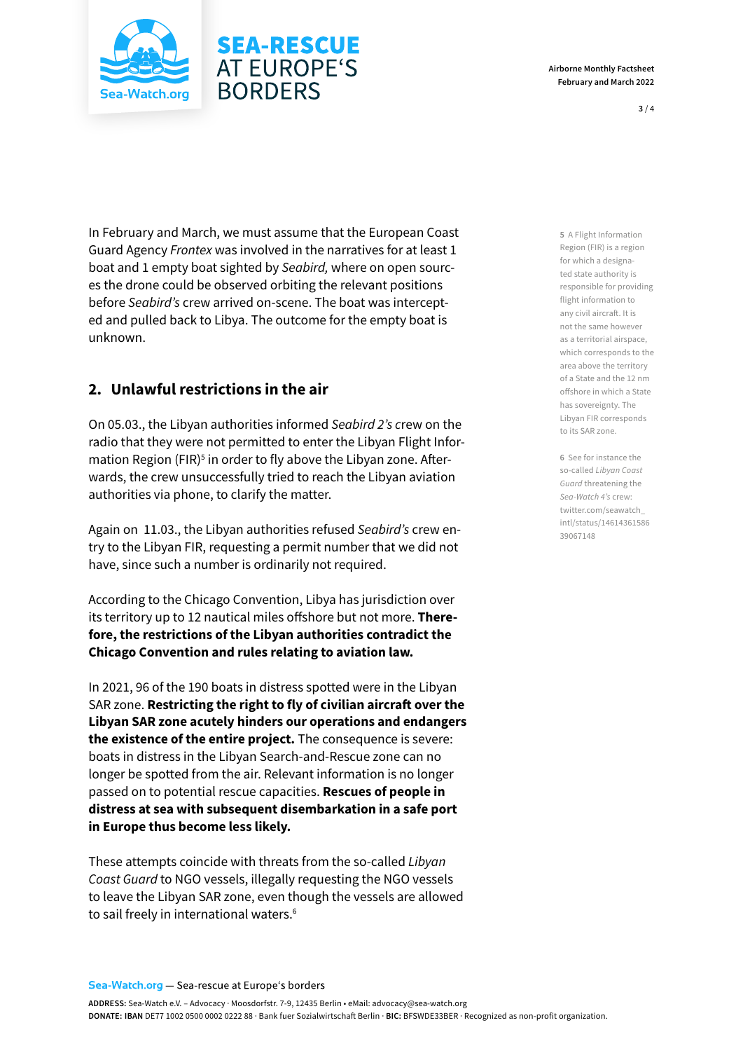In February and March, we must assume that the European Coast Guard Agency *Frontex* was involved in the narratives for at least 1 boat and 1 empty boat sighted by *Seabird,* where on open sources the drone could be observed orbiting the relevant positions before *Seabird's* crew arrived on-scene. The boat was intercepted and pulled back to Libya. The outcome for the empty boat is unknown.

## 2. Unlawful restrictions in the air

On 05.03., the Libyan authorities informed *Seabird 2's* crew on the radio that they were not permitted to enter the Libyan Flight Information Region (FIR)[5] in order to fly above the Libyan zone. Afterwards, the crew unsuccessfully tried to reach the Libyan aviation authorities via phone, to clarify the matter.

Again on 11.03., the Libyan authorities refused *Seabird's* crew entry to the Libyan FIR, requesting a permit number that we did not have, since such a number is ordinarily not required.

According to the Chicago Convention, Libya has jurisdiction over its territory up to 12 nautical miles offshore but not more. **Therefore, the restrictions of the Libyan authorities contradict the Chicago Convention and rules relating to aviation law.**

In 2021, 96 of the 190 boats in distress spotted were in the Libyan SAR zone. **Restricting the right to fly of civilian aircraft over the Libyan SAR zone acutely hinders our operations and endangers the existence of the entire project.** The consequence is severe: boats in distress in the Libyan Search-and-Rescue zone can no longer be spotted from the air. Relevant information is no longer passed on to potential rescue capacities. **Rescues of people in distress at sea with subsequent disembarkation in a safe port in Europe thus become less likely.**

These attempts coincide with threats from the so-called *Libyan Coast Guard* to NGO vessels, illegally requesting the NGO vessels to leave the Libyan SAR zone, even though the vessels are allowed to sail freely in international waters.[6]

---

[5] A Flight Information Region (FIR) is a region for which a designated state authority is responsible for providing flight information to any civil aircraft. It is not the same however as a territorial airspace, which corresponds to the area above the territory of a State and the 12 nm offshore in which a State has sovereignty. The Libyan FIR corresponds to its SAR zone.

[6] See for instance the so-called *Libyan Coast Guard* threatening the *Sea-Watch 4's* crew: twitter.com/seawatch_intl/status/1461436158639067148

---

Sea-Watch.org — Sea-rescue at Europe's borders

**ADDRESS:** Sea-Watch e.V. – Advocacy · Moosdorfstr. 7-9, 12435 Berlin • eMail: advocacy@sea-watch.org
**DONATE: IBAN** DE77 1002 0500 0002 0222 88 · Bank fuer Sozialwirtschaft Berlin · **BIC:** BFSWDE33BER · Recognized as non-profit organization.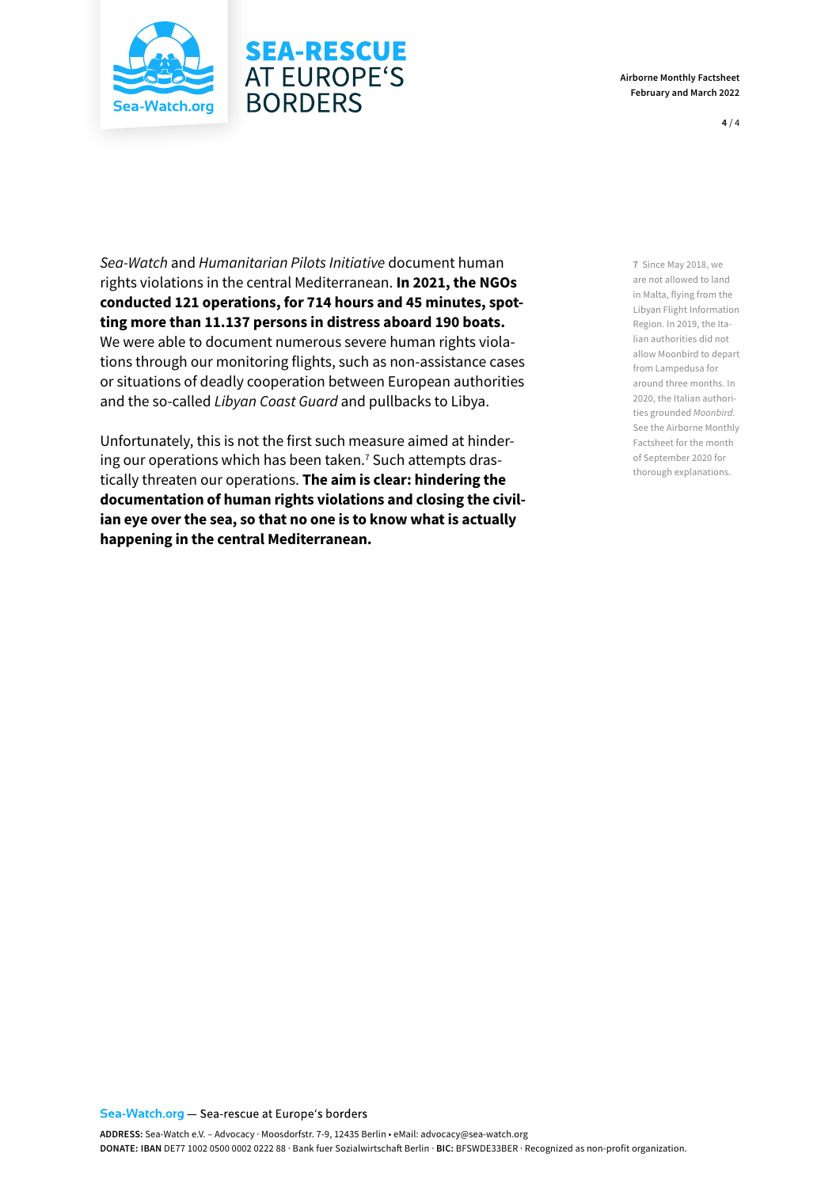*Sea-Watch* and *Humanitarian Pilots Initiative* document human rights violations in the central Mediterranean. **In 2021, the NGOs conducted 121 operations, for 714 hours and 45 minutes, spotting more than 11.137 persons in distress aboard 190 boats.** We were able to document numerous severe human rights violations through our monitoring flights, such as non-assistance cases or situations of deadly cooperation between European authorities and the so-called *Libyan Coast Guard* and pullbacks to Libya.

Unfortunately, this is not the first such measure aimed at hindering our operations which has been taken.[7] Such attempts drastically threaten our operations. **The aim is clear: hindering the documentation of human rights violations and closing the civilian eye over the sea, so that no one is to know what is actually happening in the central Mediterranean.**

7 Since May 2018, we are not allowed to land in Malta, flying from the Libyan Flight Information Region. In 2019, the Italian authorities did not allow Moonbird to depart from Lampedusa for around three months. In 2020, the Italian authorities grounded *Moonbird*. See the Airborne Monthly Factsheet for the month of September 2020 for thorough explanations.

Sea-Watch.org — Sea-rescue at Europe's borders

**ADDRESS:** Sea-Watch e.V. – Advocacy · Moosdorfstr. 7-9, 12435 Berlin • eMail: advocacy@sea-watch.org
**DONATE: IBAN** DE77 1002 0500 0002 0222 88 · Bank fuer Sozialwirtschaft Berlin · **BIC:** BFSWDE33BER · Recognized as non-profit organization.